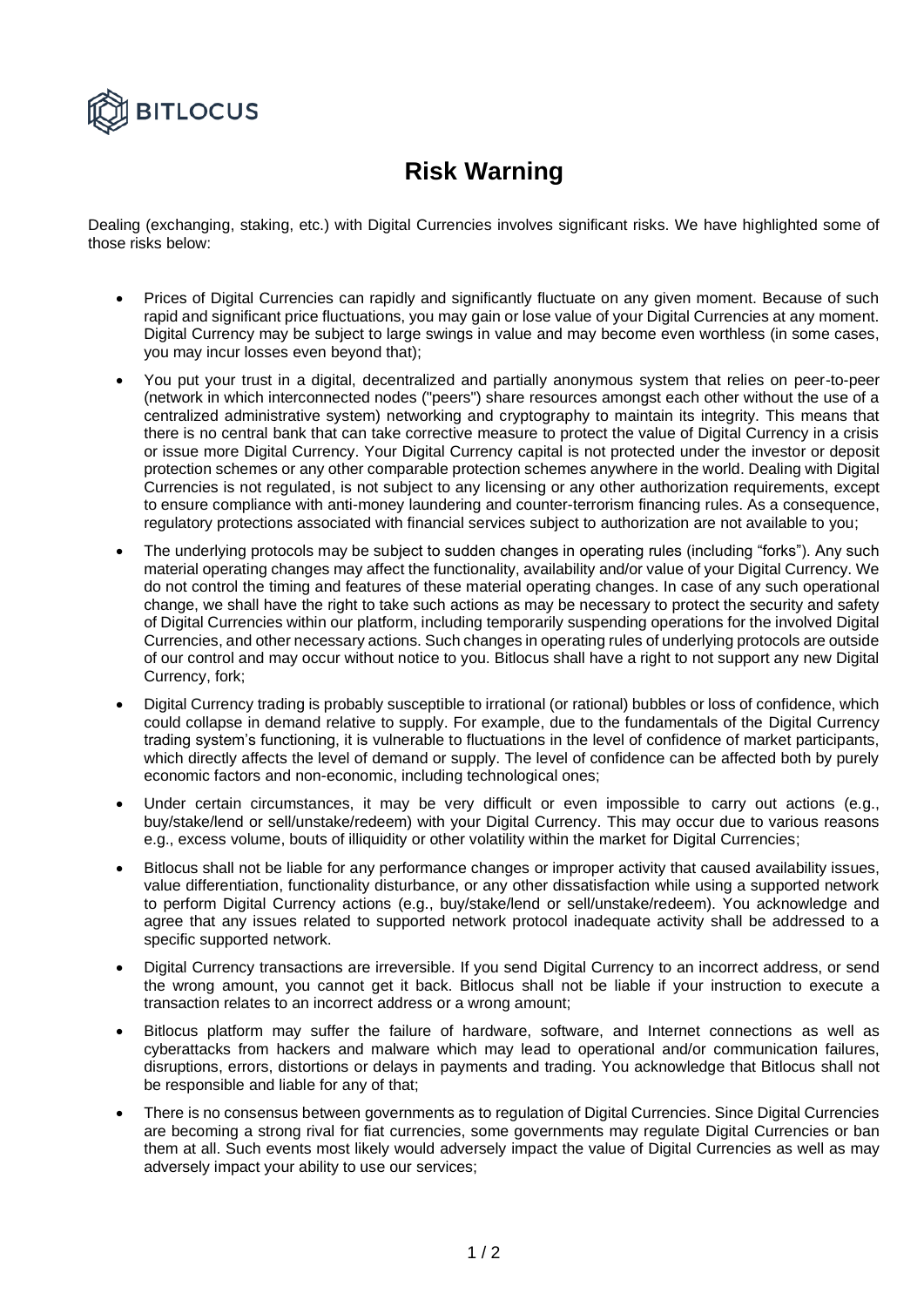BITLOCUS

# Risk Warning

Dealing (exchanging, staking, etc.) with Digital Currencies involves significant risks. We have highlighted some of those risks below:

- Prices of Digital Currencies can rapidly and significantly fluctuate on any given moment. Because of such rapid and significant price fluctuations, you may gain or lose value of your Digital Currencies at any moment. Digital Currency may be subject to large swings in value and may become even worthless (in some cases, you may incur losses even beyond that);
- You put your trust in a digital, decentralized and partially anonymous system that relies on peer-to-peer (network in which interconnected nodes ("peers") share resources amongst each other without the use of a centralized administrative system) networking and cryptography to maintain its integrity. This means that there is no central bank that can take corrective measure to protect the value of Digital Currency in a crisis or issue more Digital Currency. Your Digital Currency capital is not protected under the investor or deposit protection schemes or any other comparable protection schemes anywhere in the world. Dealing with Digital Currencies is not regulated, is not subject to any licensing or any other authorization requirements, except to ensure compliance with anti-money laundering and counter-terrorism financing rules. As a consequence, regulatory protections associated with financial services subject to authorization are not available to you;
- The underlying protocols may be subject to sudden changes in operating rules (including "forks"). Any such material operating changes may affect the functionality, availability and/or value of your Digital Currency. We do not control the timing and features of these material operating changes. In case of any such operational change, we shall have the right to take such actions as may be necessary to protect the security and safety of Digital Currencies within our platform, including temporarily suspending operations for the involved Digital Currencies, and other necessary actions. Such changes in operating rules of underlying protocols are outside of our control and may occur without notice to you. Bitlocus shall have a right to not support any new Digital Currency, fork;
- Digital Currency trading is probably susceptible to irrational (or rational) bubbles or loss of confidence, which could collapse in demand relative to supply. For example, due to the fundamentals of the Digital Currency trading system's functioning, it is vulnerable to fluctuations in the level of confidence of market participants, which directly affects the level of demand or supply. The level of confidence can be affected both by purely economic factors and non-economic, including technological ones;
- Under certain circumstances, it may be very difficult or even impossible to carry out actions (e.g., buy/stake/lend or sell/unstake/redeem) with your Digital Currency. This may occur due to various reasons e.g., excess volume, bouts of illiquidity or other volatility within the market for Digital Currencies;
- Bitlocus shall not be liable for any performance changes or improper activity that caused availability issues, value differentiation, functionality disturbance, or any other dissatisfaction while using a supported network to perform Digital Currency actions (e.g., buy/stake/lend or sell/unstake/redeem). You acknowledge and agree that any issues related to supported network protocol inadequate activity shall be addressed to a specific supported network.
- Digital Currency transactions are irreversible. If you send Digital Currency to an incorrect address, or send the wrong amount, you cannot get it back. Bitlocus shall not be liable if your instruction to execute a transaction relates to an incorrect address or a wrong amount;
- Bitlocus platform may suffer the failure of hardware, software, and Internet connections as well as cyberattacks from hackers and malware which may lead to operational and/or communication failures, disruptions, errors, distortions or delays in payments and trading. You acknowledge that Bitlocus shall not be responsible and liable for any of that;
- There is no consensus between governments as to regulation of Digital Currencies. Since Digital Currencies are becoming a strong rival for fiat currencies, some governments may regulate Digital Currencies or ban them at all. Such events most likely would adversely impact the value of Digital Currencies as well as may adversely impact your ability to use our services;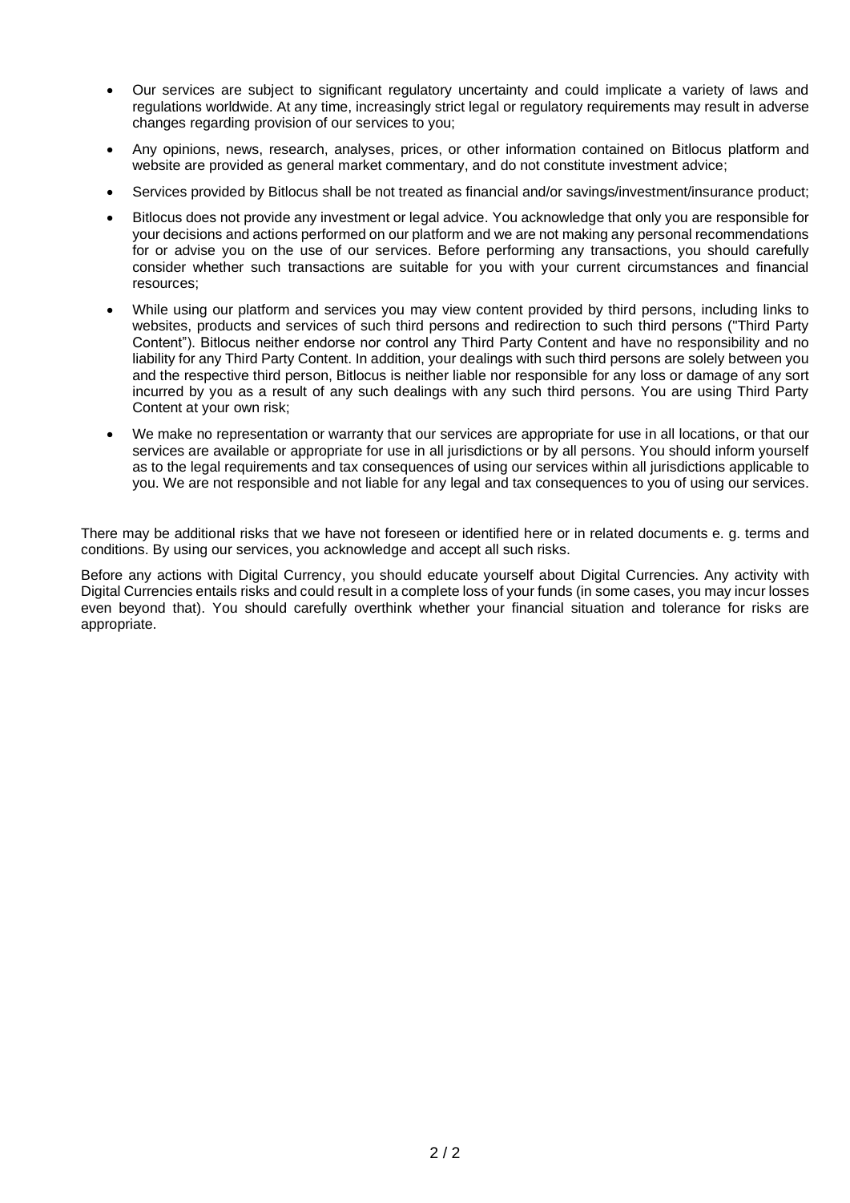- Our services are subject to significant regulatory uncertainty and could implicate a variety of laws and regulations worldwide. At any time, increasingly strict legal or regulatory requirements may result in adverse changes regarding provision of our services to you;
- Any opinions, news, research, analyses, prices, or other information contained on Bitlocus platform and website are provided as general market commentary, and do not constitute investment advice;
- Services provided by Bitlocus shall be not treated as financial and/or savings/investment/insurance product;
- Bitlocus does not provide any investment or legal advice. You acknowledge that only you are responsible for your decisions and actions performed on our platform and we are not making any personal recommendations for or advise you on the use of our services. Before performing any transactions, you should carefully consider whether such transactions are suitable for you with your current circumstances and financial resources;
- While using our platform and services you may view content provided by third persons, including links to websites, products and services of such third persons and redirection to such third persons ("Third Party Content"). Bitlocus neither endorse nor control any Third Party Content and have no responsibility and no liability for any Third Party Content. In addition, your dealings with such third persons are solely between you and the respective third person, Bitlocus is neither liable nor responsible for any loss or damage of any sort incurred by you as a result of any such dealings with any such third persons. You are using Third Party Content at your own risk;
- We make no representation or warranty that our services are appropriate for use in all locations, or that our services are available or appropriate for use in all jurisdictions or by all persons. You should inform yourself as to the legal requirements and tax consequences of using our services within all jurisdictions applicable to you. We are not responsible and not liable for any legal and tax consequences to you of using our services.

There may be additional risks that we have not foreseen or identified here or in related documents e. g. terms and conditions. By using our services, you acknowledge and accept all such risks.

Before any actions with Digital Currency, you should educate yourself about Digital Currencies. Any activity with Digital Currencies entails risks and could result in a complete loss of your funds (in some cases, you may incur losses even beyond that). You should carefully overthink whether your financial situation and tolerance for risks are appropriate.